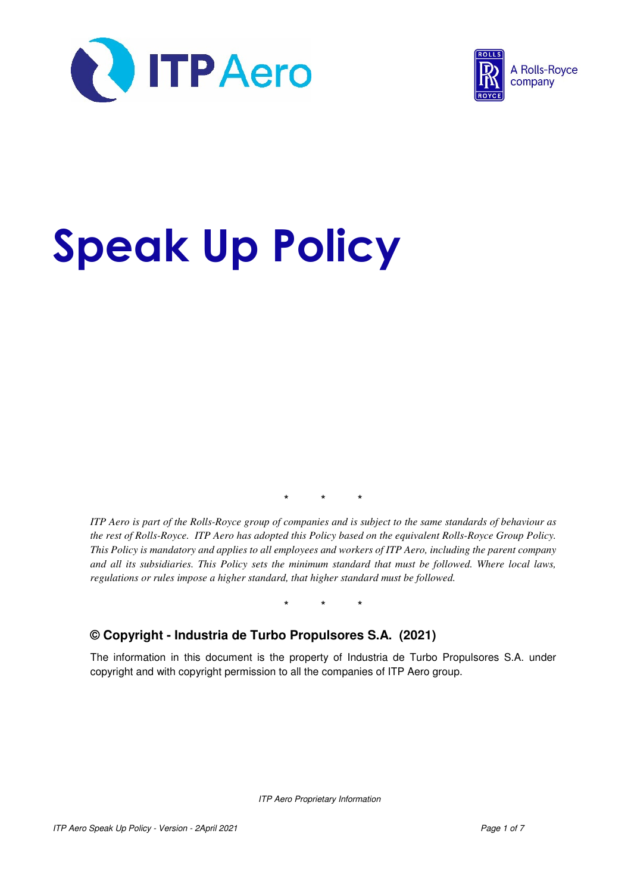# Speak Up Policy

\*  \*  \*

*ITP Aero is part of the Rolls-Royce group of companies and is subject to the same standards of behaviour as the rest of Rolls-Royce. ITP Aero has adopted this Policy based on the equivalent Rolls-Royce Group Policy. This Policy is mandatory and applies to all employees and workers of ITP Aero, including the parent company and all its subsidiaries. This Policy sets the minimum standard that must be followed. Where local laws, regulations or rules impose a higher standard, that higher standard must be followed.*

\*  \*  \*

### © Copyright - Industria de Turbo Propulsores S.A. (2021)

The information in this document is the property of Industria de Turbo Propulsores S.A. under copyright and with copyright permission to all the companies of ITP Aero group.

*ITP Aero Proprietary Information*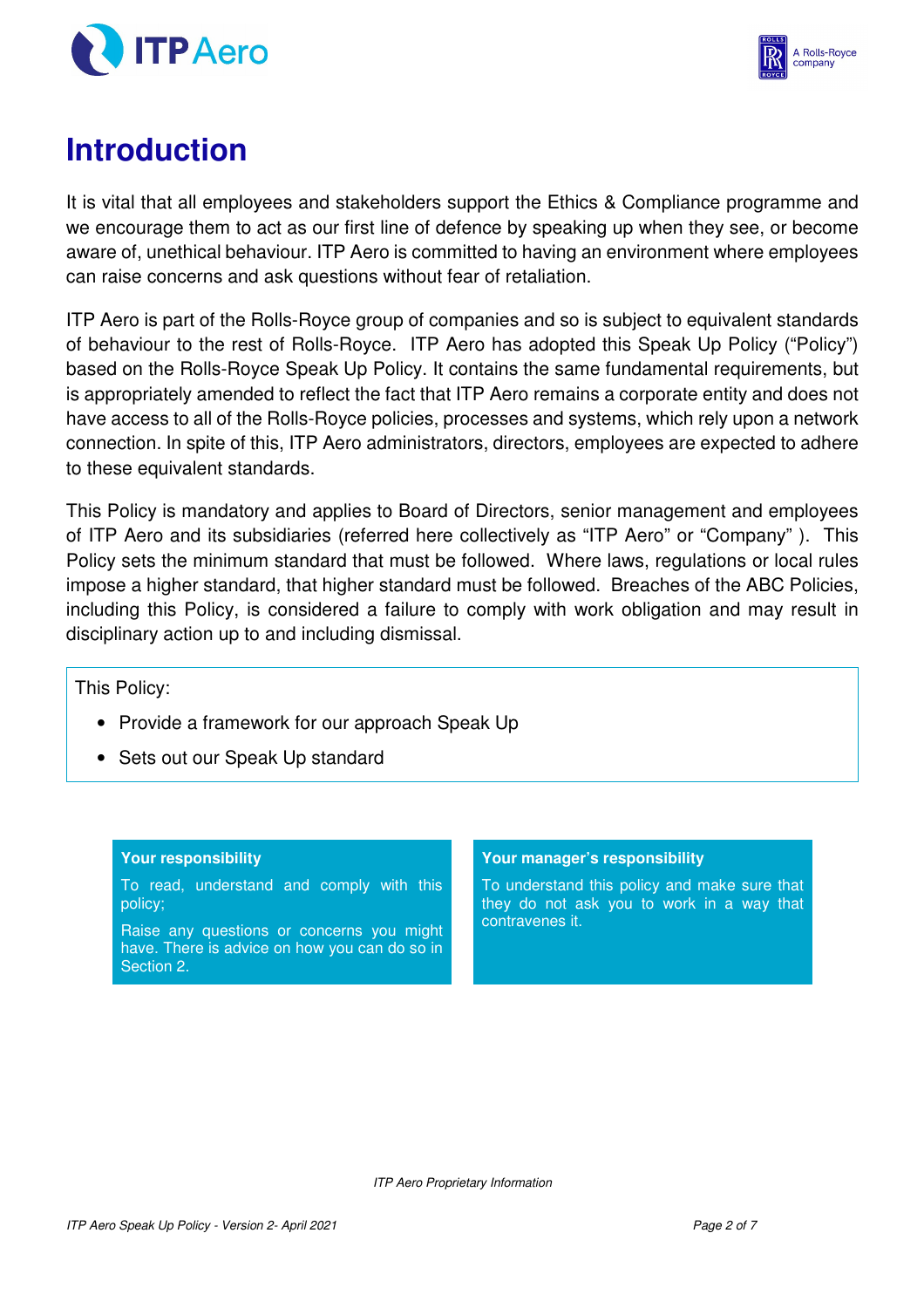# Introduction

It is vital that all employees and stakeholders support the Ethics & Compliance programme and we encourage them to act as our first line of defence by speaking up when they see, or become aware of, unethical behaviour. ITP Aero is committed to having an environment where employees can raise concerns and ask questions without fear of retaliation.

ITP Aero is part of the Rolls-Royce group of companies and so is subject to equivalent standards of behaviour to the rest of Rolls-Royce. ITP Aero has adopted this Speak Up Policy ("Policy") based on the Rolls-Royce Speak Up Policy. It contains the same fundamental requirements, but is appropriately amended to reflect the fact that ITP Aero remains a corporate entity and does not have access to all of the Rolls-Royce policies, processes and systems, which rely upon a network connection. In spite of this, ITP Aero administrators, directors, employees are expected to adhere to these equivalent standards.

This Policy is mandatory and applies to Board of Directors, senior management and employees of ITP Aero and its subsidiaries (referred here collectively as "ITP Aero" or "Company" ). This Policy sets the minimum standard that must be followed. Where laws, regulations or local rules impose a higher standard, that higher standard must be followed. Breaches of the ABC Policies, including this Policy, is considered a failure to comply with work obligation and may result in disciplinary action up to and including dismissal.

This Policy:

- Provide a framework for our approach Speak Up
- Sets out our Speak Up standard

**Your responsibility**

To read, understand and comply with this policy;

Raise any questions or concerns you might have. There is advice on how you can do so in Section 2.

**Your manager's responsibility**

To understand this policy and make sure that they do not ask you to work in a way that contravenes it.

*ITP Aero Proprietary Information*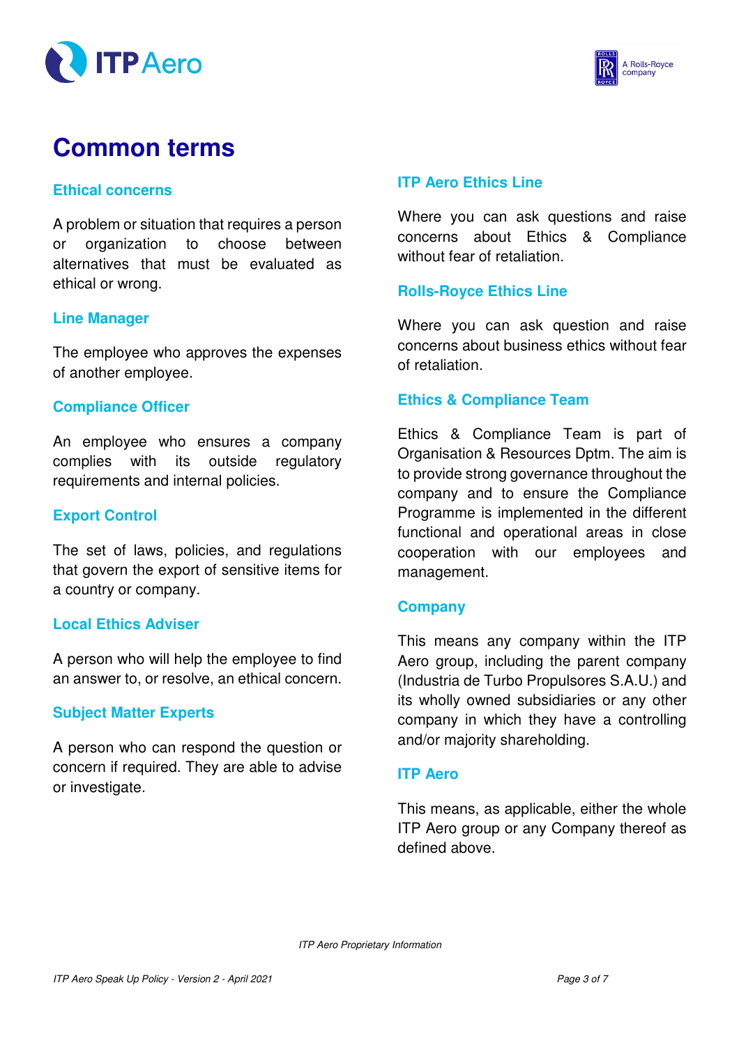# Common terms

## Ethical concerns

A problem or situation that requires a person or organization to choose between alternatives that must be evaluated as ethical or wrong.

## Line Manager

The employee who approves the expenses of another employee.

## Compliance Officer

An employee who ensures a company complies with its outside regulatory requirements and internal policies.

## Export Control

The set of laws, policies, and regulations that govern the export of sensitive items for a country or company.

## Local Ethics Adviser

A person who will help the employee to find an answer to, or resolve, an ethical concern.

## Subject Matter Experts

A person who can respond the question or concern if required. They are able to advise or investigate.

## ITP Aero Ethics Line

Where you can ask questions and raise concerns about Ethics & Compliance without fear of retaliation.

## Rolls-Royce Ethics Line

Where you can ask question and raise concerns about business ethics without fear of retaliation.

## Ethics & Compliance Team

Ethics & Compliance Team is part of Organisation & Resources Dptm. The aim is to provide strong governance throughout the company and to ensure the Compliance Programme is implemented in the different functional and operational areas in close cooperation with our employees and management.

## Company

This means any company within the ITP Aero group, including the parent company (Industria de Turbo Propulsores S.A.U.) and its wholly owned subsidiaries or any other company in which they have a controlling and/or majority shareholding.

## ITP Aero

This means, as applicable, either the whole ITP Aero group or any Company thereof as defined above.

*ITP Aero Proprietary Information*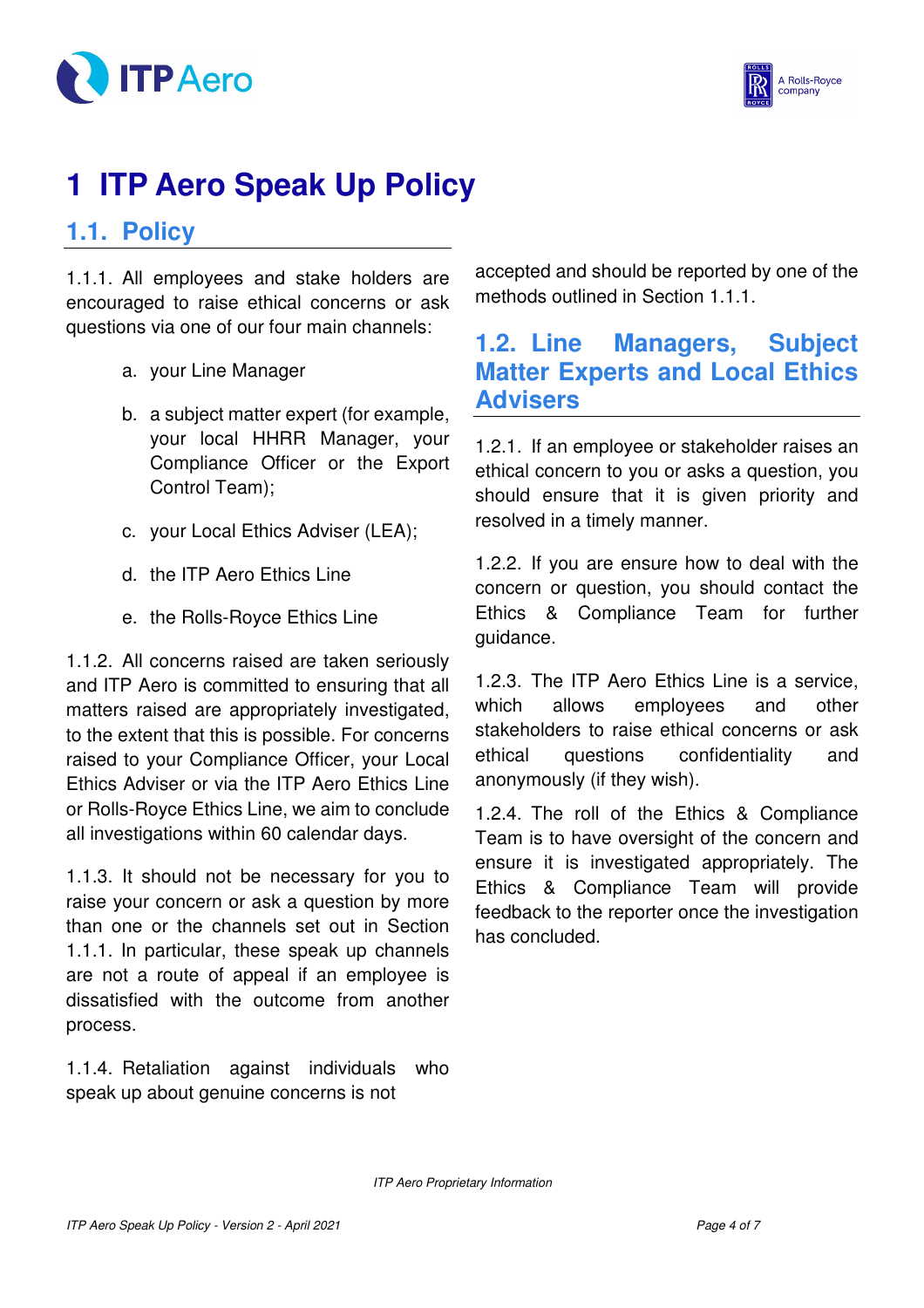# 1 ITP Aero Speak Up Policy

## 1.1. Policy

1.1.1. All employees and stake holders are encouraged to raise ethical concerns or ask questions via one of our four main channels:

a. your Line Manager

b. a subject matter expert (for example, your local HHRR Manager, your Compliance Officer or the Export Control Team);

c. your Local Ethics Adviser (LEA);

d. the ITP Aero Ethics Line

e. the Rolls-Royce Ethics Line

1.1.2. All concerns raised are taken seriously and ITP Aero is committed to ensuring that all matters raised are appropriately investigated, to the extent that this is possible. For concerns raised to your Compliance Officer, your Local Ethics Adviser or via the ITP Aero Ethics Line or Rolls-Royce Ethics Line, we aim to conclude all investigations within 60 calendar days.

1.1.3. It should not be necessary for you to raise your concern or ask a question by more than one or the channels set out in Section 1.1.1. In particular, these speak up channels are not a route of appeal if an employee is dissatisfied with the outcome from another process.

1.1.4. Retaliation against individuals who speak up about genuine concerns is not accepted and should be reported by one of the methods outlined in Section 1.1.1.

## 1.2. Line Managers, Subject Matter Experts and Local Ethics Advisers

1.2.1. If an employee or stakeholder raises an ethical concern to you or asks a question, you should ensure that it is given priority and resolved in a timely manner.

1.2.2. If you are ensure how to deal with the concern or question, you should contact the Ethics & Compliance Team for further guidance.

1.2.3. The ITP Aero Ethics Line is a service, which allows employees and other stakeholders to raise ethical concerns or ask ethical questions confidentiality and anonymously (if they wish).

1.2.4. The roll of the Ethics & Compliance Team is to have oversight of the concern and ensure it is investigated appropriately. The Ethics & Compliance Team will provide feedback to the reporter once the investigation has concluded.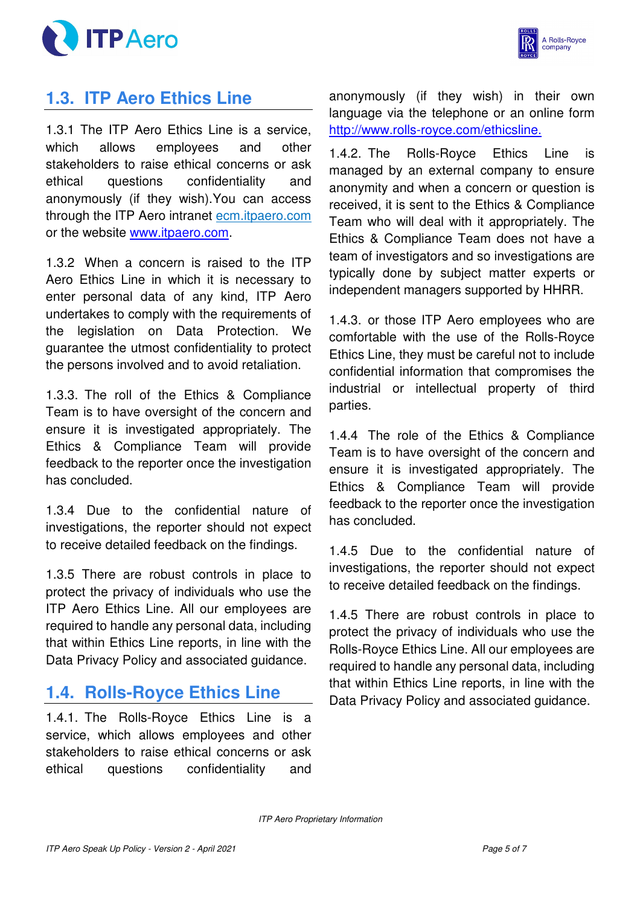## 1.3. ITP Aero Ethics Line

1.3.1 The ITP Aero Ethics Line is a service, which allows employees and other stakeholders to raise ethical concerns or ask ethical questions confidentiality and anonymously (if they wish).You can access through the ITP Aero intranet ecm.itpaero.com or the website www.itpaero.com.

1.3.2 When a concern is raised to the ITP Aero Ethics Line in which it is necessary to enter personal data of any kind, ITP Aero undertakes to comply with the requirements of the legislation on Data Protection. We guarantee the utmost confidentiality to protect the persons involved and to avoid retaliation.

1.3.3. The roll of the Ethics & Compliance Team is to have oversight of the concern and ensure it is investigated appropriately. The Ethics & Compliance Team will provide feedback to the reporter once the investigation has concluded.

1.3.4 Due to the confidential nature of investigations, the reporter should not expect to receive detailed feedback on the findings.

1.3.5 There are robust controls in place to protect the privacy of individuals who use the ITP Aero Ethics Line. All our employees are required to handle any personal data, including that within Ethics Line reports, in line with the Data Privacy Policy and associated guidance.

## 1.4. Rolls-Royce Ethics Line

1.4.1. The Rolls-Royce Ethics Line is a service, which allows employees and other stakeholders to raise ethical concerns or ask ethical questions confidentiality and anonymously (if they wish) in their own language via the telephone or an online form http://www.rolls-royce.com/ethicsline.

1.4.2. The Rolls-Royce Ethics Line is managed by an external company to ensure anonymity and when a concern or question is received, it is sent to the Ethics & Compliance Team who will deal with it appropriately. The Ethics & Compliance Team does not have a team of investigators and so investigations are typically done by subject matter experts or independent managers supported by HHRR.

1.4.3. or those ITP Aero employees who are comfortable with the use of the Rolls-Royce Ethics Line, they must be careful not to include confidential information that compromises the industrial or intellectual property of third parties.

1.4.4 The role of the Ethics & Compliance Team is to have oversight of the concern and ensure it is investigated appropriately. The Ethics & Compliance Team will provide feedback to the reporter once the investigation has concluded.

1.4.5 Due to the confidential nature of investigations, the reporter should not expect to receive detailed feedback on the findings.

1.4.5 There are robust controls in place to protect the privacy of individuals who use the Rolls-Royce Ethics Line. All our employees are required to handle any personal data, including that within Ethics Line reports, in line with the Data Privacy Policy and associated guidance.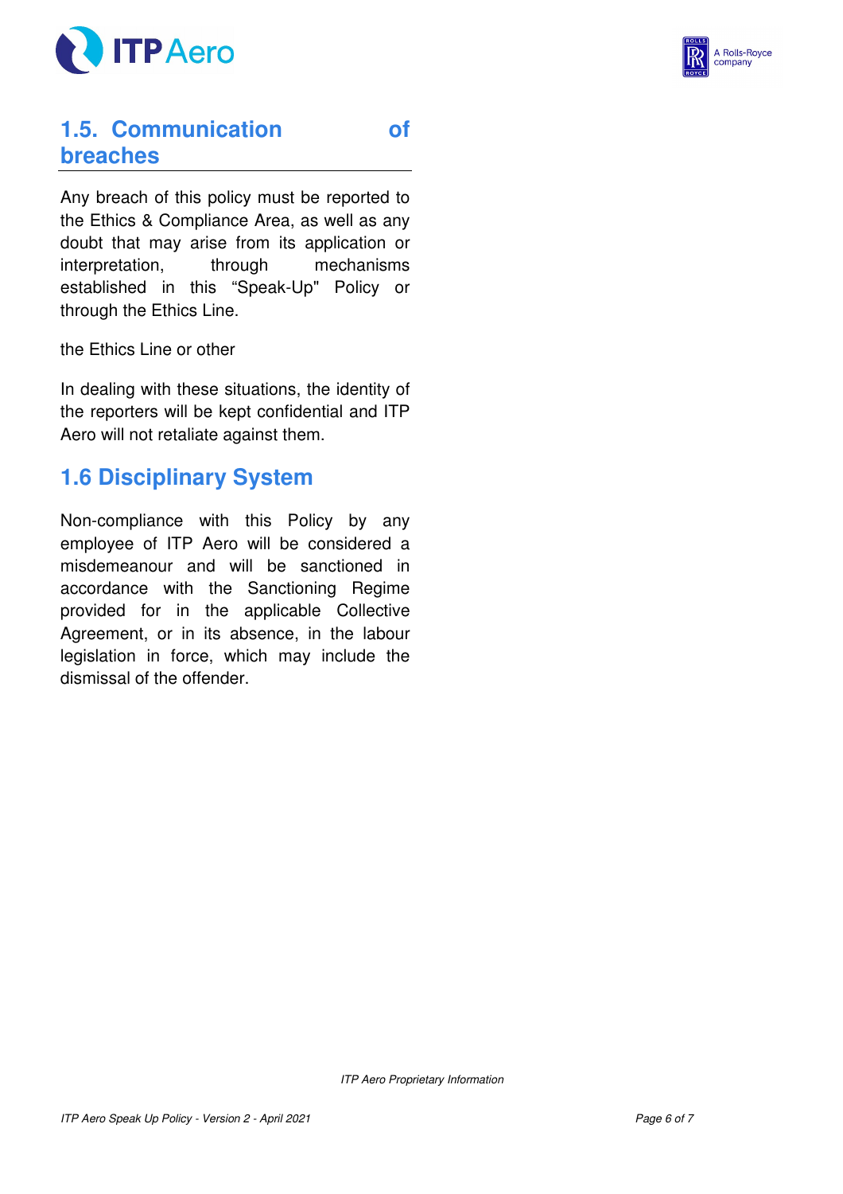## 1.5. Communication of breaches

Any breach of this policy must be reported to the Ethics & Compliance Area, as well as any doubt that may arise from its application or interpretation, through mechanisms established in this "Speak-Up" Policy or through the Ethics Line.

the Ethics Line or other

In dealing with these situations, the identity of the reporters will be kept confidential and ITP Aero will not retaliate against them.

## 1.6 Disciplinary System

Non-compliance with this Policy by any employee of ITP Aero will be considered a misdemeanour and will be sanctioned in accordance with the Sanctioning Regime provided for in the applicable Collective Agreement, or in its absence, in the labour legislation in force, which may include the dismissal of the offender.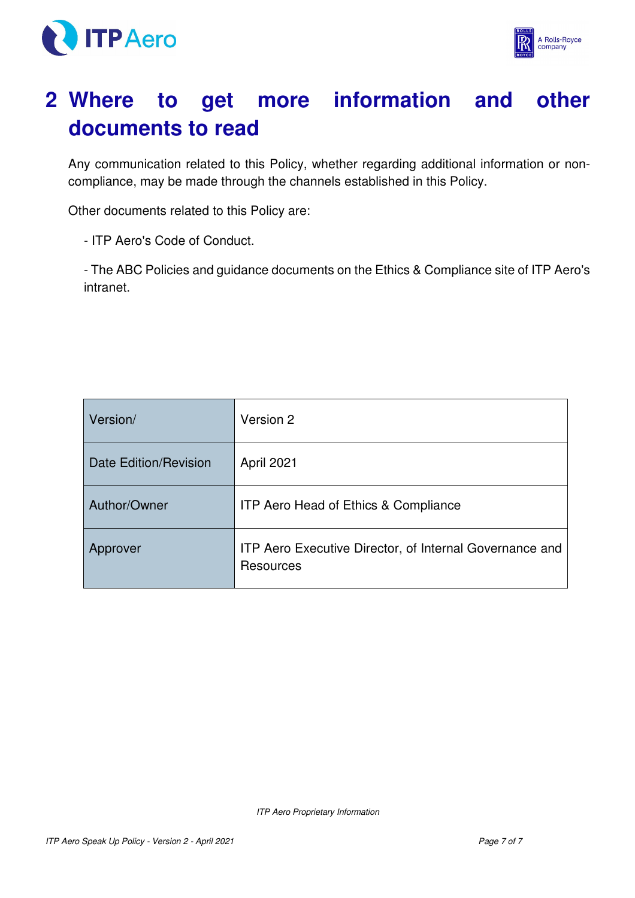# 2 Where to get more information and other documents to read

Any communication related to this Policy, whether regarding additional information or non-compliance, may be made through the channels established in this Policy.

Other documents related to this Policy are:

- ITP Aero's Code of Conduct.

- The ABC Policies and guidance documents on the Ethics & Compliance site of ITP Aero's intranet.

| | |
|---|---|
| Version/ | Version 2 |
| Date Edition/Revision | April 2021 |
| Author/Owner | ITP Aero Head of Ethics & Compliance |
| Approver | ITP Aero Executive Director, of Internal Governance and Resources |

*ITP Aero Proprietary Information*